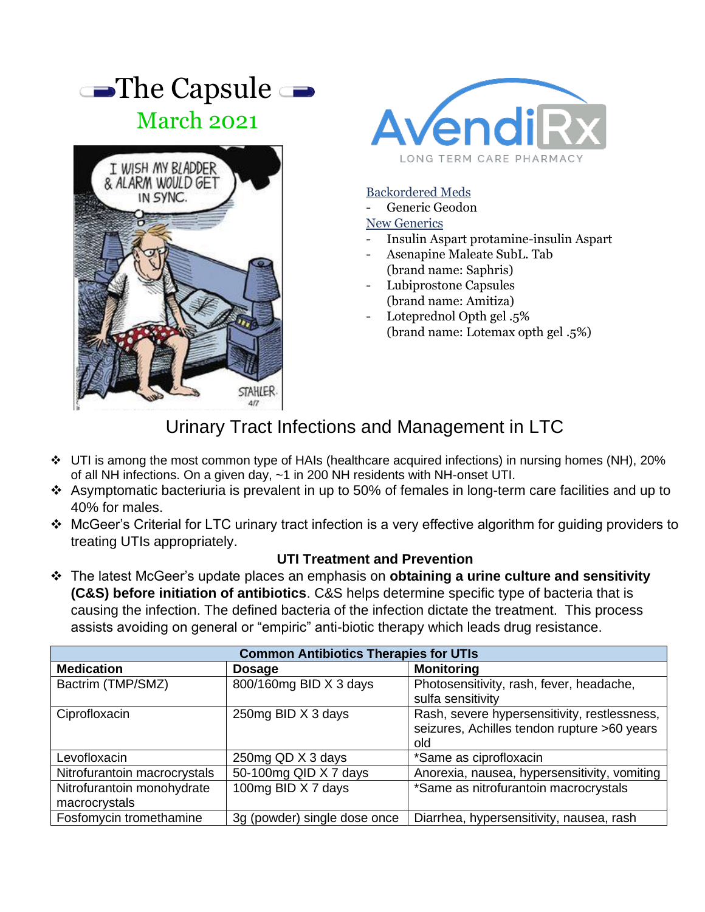# The Capsule

## March 2021

AvendiRx
LONG TERM CARE PHARMACY

**Backordered Meds**

- Generic Geodon

**New Generics**

- Insulin Aspart protamine-insulin Aspart
- Asenapine Maleate SubL. Tab (brand name: Saphris)
- Lubiprostone Capsules (brand name: Amitiza)
- Loteprednol Opth gel .5% (brand name: Lotemax opth gel .5%)

## Urinary Tract Infections and Management in LTC

- UTI is among the most common type of HAIs (healthcare acquired infections) in nursing homes (NH), 20% of all NH infections. On a given day, ~1 in 200 NH residents with NH-onset UTI.
- Asymptomatic bacteriuria is prevalent in up to 50% of females in long-term care facilities and up to 40% for males.
- McGeer's Criterial for LTC urinary tract infection is a very effective algorithm for guiding providers to treating UTIs appropriately.

### UTI Treatment and Prevention

- The latest McGeer's update places an emphasis on **obtaining a urine culture and sensitivity (C&S) before initiation of antibiotics**. C&S helps determine specific type of bacteria that is causing the infection. The defined bacteria of the infection dictate the treatment. This process assists avoiding on general or "empiric" anti-biotic therapy which leads drug resistance.

| Common Antibiotics Therapies for UTIs | | |
|---|---|---|
| **Medication** | **Dosage** | **Monitoring** |
| Bactrim (TMP/SMZ) | 800/160mg BID X 3 days | Photosensitivity, rash, fever, headache, sulfa sensitivity |
| Ciprofloxacin | 250mg BID X 3 days | Rash, severe hypersensitivity, restlessness, seizures, Achilles tendon rupture >60 years old |
| Levofloxacin | 250mg QD X 3 days | *Same as ciprofloxacin |
| Nitrofurantoin macrocrystals | 50-100mg QID X 7 days | Anorexia, nausea, hypersensitivity, vomiting |
| Nitrofurantoin monohydrate macrocrystals | 100mg BID X 7 days | *Same as nitrofurantoin macrocrystals |
| Fosfomycin tromethamine | 3g (powder) single dose once | Diarrhea, hypersensitivity, nausea, rash |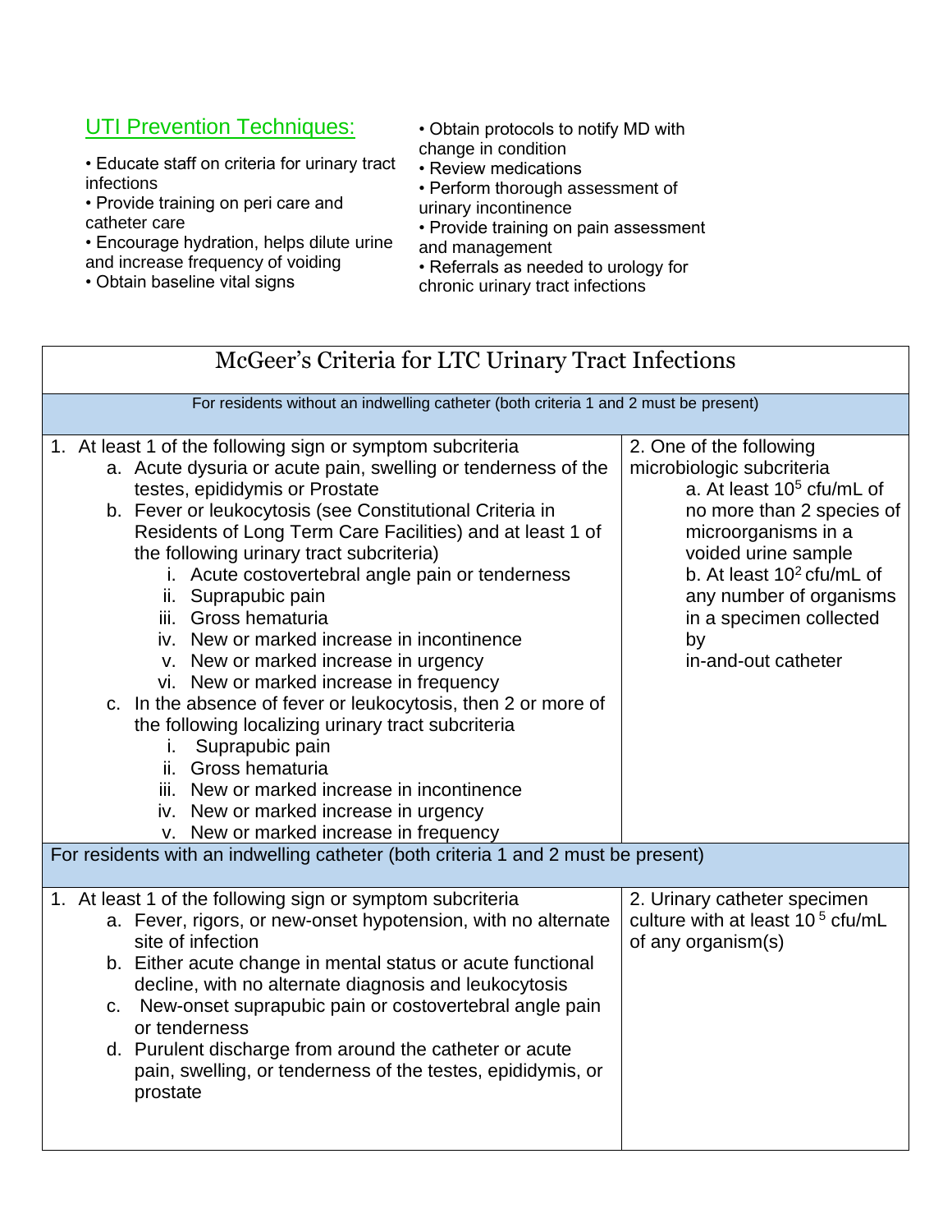## UTI Prevention Techniques:

- Educate staff on criteria for urinary tract infections
- Provide training on peri care and catheter care
- Encourage hydration, helps dilute urine and increase frequency of voiding
- Obtain baseline vital signs
- Obtain protocols to notify MD with change in condition
- Review medications
- Perform thorough assessment of urinary incontinence
- Provide training on pain assessment and management
- Referrals as needed to urology for chronic urinary tract infections

| McGeer's Criteria for LTC Urinary Tract Infections | |
|---|---|
| **For residents without an indwelling catheter (both criteria 1 and 2 must be present)** | |
| 1. At least 1 of the following sign or symptom subcriteria<br>a. Acute dysuria or acute pain, swelling or tenderness of the testes, epididymis or Prostate<br>b. Fever or leukocytosis (see Constitutional Criteria in Residents of Long Term Care Facilities) and at least 1 of the following urinary tract subcriteria)<br>i. Acute costovertebral angle pain or tenderness<br>ii. Suprapubic pain<br>iii. Gross hematuria<br>iv. New or marked increase in incontinence<br>v. New or marked increase in urgency<br>vi. New or marked increase in frequency<br>c. In the absence of fever or leukocytosis, then 2 or more of the following localizing urinary tract subcriteria<br>i. Suprapubic pain<br>ii. Gross hematuria<br>iii. New or marked increase in incontinence<br>iv. New or marked increase in urgency<br>v. New or marked increase in frequency | 2. One of the following microbiologic subcriteria<br>a. At least $10^5$ cfu/mL of no more than 2 species of microorganisms in a voided urine sample<br>b. At least $10^2$ cfu/mL of any number of organisms in a specimen collected by in-and-out catheter |
| **For residents with an indwelling catheter (both criteria 1 and 2 must be present)** | |
| 1. At least 1 of the following sign or symptom subcriteria<br>a. Fever, rigors, or new-onset hypotension, with no alternate site of infection<br>b. Either acute change in mental status or acute functional decline, with no alternate diagnosis and leukocytosis<br>c. New-onset suprapubic pain or costovertebral angle pain or tenderness<br>d. Purulent discharge from around the catheter or acute pain, swelling, or tenderness of the testes, epididymis, or prostate | 2. Urinary catheter specimen culture with at least $10^5$ cfu/mL of any organism(s) |